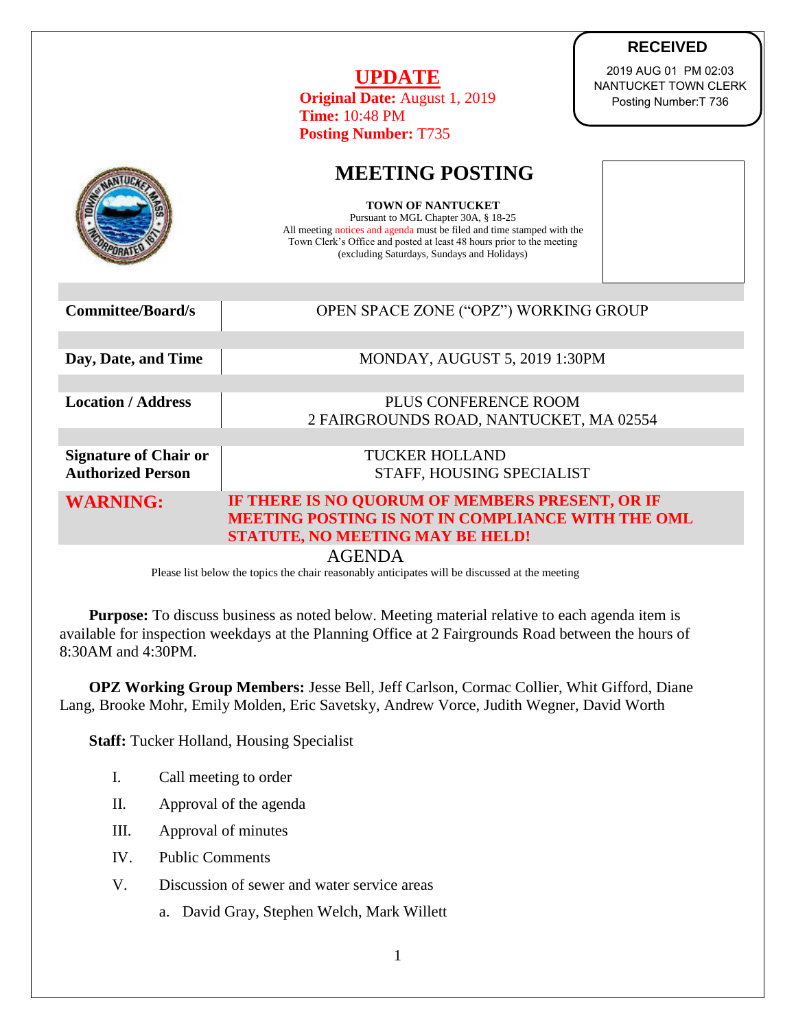**RECEIVED**

2019 AUG 01 PM 02:03
NANTUCKET TOWN CLERK
Posting Number:T 736

# UPDATE

**Original Date:** August 1, 2019
**Time:** 10:48 PM
**Posting Number:** T735

# MEETING POSTING

**TOWN OF NANTUCKET**
Pursuant to MGL Chapter 30A, § 18-25
All meeting notices and agenda must be filed and time stamped with the Town Clerk's Office and posted at least 48 hours prior to the meeting (excluding Saturdays, Sundays and Holidays)

| | |
|---|---|
| **Committee/Board/s** | OPEN SPACE ZONE ("OPZ") WORKING GROUP |
| **Day, Date, and Time** | MONDAY, AUGUST 5, 2019 1:30PM |
| **Location / Address** | PLUS CONFERENCE ROOM<br>2 FAIRGROUNDS ROAD, NANTUCKET, MA 02554 |
| **Signature of Chair or Authorized Person** | TUCKER HOLLAND<br>STAFF, HOUSING SPECIALIST |
| **WARNING:** | **IF THERE IS NO QUORUM OF MEMBERS PRESENT, OR IF MEETING POSTING IS NOT IN COMPLIANCE WITH THE OML STATUTE, NO MEETING MAY BE HELD!** |

## AGENDA

Please list below the topics the chair reasonably anticipates will be discussed at the meeting

**Purpose:** To discuss business as noted below. Meeting material relative to each agenda item is available for inspection weekdays at the Planning Office at 2 Fairgrounds Road between the hours of 8:30AM and 4:30PM.

**OPZ Working Group Members:** Jesse Bell, Jeff Carlson, Cormac Collier, Whit Gifford, Diane Lang, Brooke Mohr, Emily Molden, Eric Savetsky, Andrew Vorce, Judith Wegner, David Worth

**Staff:** Tucker Holland, Housing Specialist

I. Call meeting to order

II. Approval of the agenda

III. Approval of minutes

IV. Public Comments

V. Discussion of sewer and water service areas

   a. David Gray, Stephen Welch, Mark Willett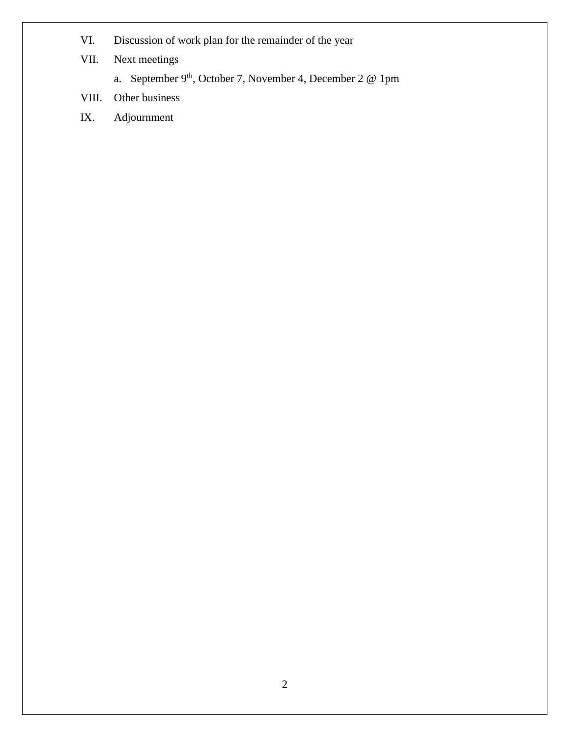VI. Discussion of work plan for the remainder of the year

VII. Next meetings

   a. September 9th, October 7, November 4, December 2 @ 1pm

VIII. Other business

IX. Adjournment